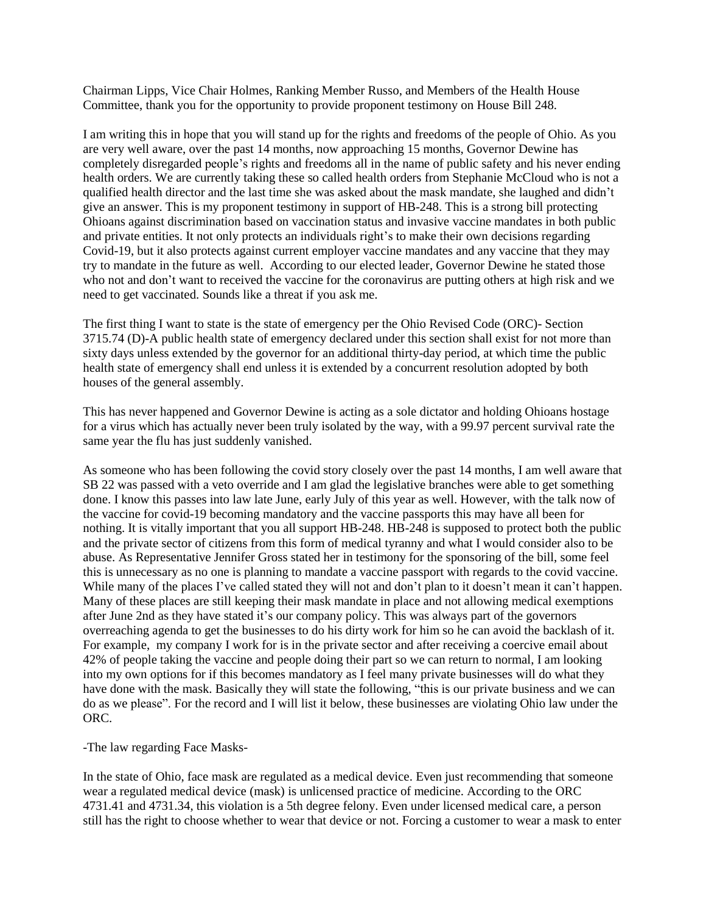Chairman Lipps, Vice Chair Holmes, Ranking Member Russo, and Members of the Health House Committee, thank you for the opportunity to provide proponent testimony on House Bill 248.

I am writing this in hope that you will stand up for the rights and freedoms of the people of Ohio. As you are very well aware, over the past 14 months, now approaching 15 months, Governor Dewine has completely disregarded people's rights and freedoms all in the name of public safety and his never ending health orders. We are currently taking these so called health orders from Stephanie McCloud who is not a qualified health director and the last time she was asked about the mask mandate, she laughed and didn't give an answer. This is my proponent testimony in support of HB-248. This is a strong bill protecting Ohioans against discrimination based on vaccination status and invasive vaccine mandates in both public and private entities. It not only protects an individuals right's to make their own decisions regarding Covid-19, but it also protects against current employer vaccine mandates and any vaccine that they may try to mandate in the future as well. According to our elected leader, Governor Dewine he stated those who not and don't want to received the vaccine for the coronavirus are putting others at high risk and we need to get vaccinated. Sounds like a threat if you ask me.

The first thing I want to state is the state of emergency per the Ohio Revised Code (ORC)- Section 3715.74 (D)-A public health state of emergency declared under this section shall exist for not more than sixty days unless extended by the governor for an additional thirty-day period, at which time the public health state of emergency shall end unless it is extended by a concurrent resolution adopted by both houses of the general assembly.

This has never happened and Governor Dewine is acting as a sole dictator and holding Ohioans hostage for a virus which has actually never been truly isolated by the way, with a 99.97 percent survival rate the same year the flu has just suddenly vanished.

As someone who has been following the covid story closely over the past 14 months, I am well aware that SB 22 was passed with a veto override and I am glad the legislative branches were able to get something done. I know this passes into law late June, early July of this year as well. However, with the talk now of the vaccine for covid-19 becoming mandatory and the vaccine passports this may have all been for nothing. It is vitally important that you all support HB-248. HB-248 is supposed to protect both the public and the private sector of citizens from this form of medical tyranny and what I would consider also to be abuse. As Representative Jennifer Gross stated her in testimony for the sponsoring of the bill, some feel this is unnecessary as no one is planning to mandate a vaccine passport with regards to the covid vaccine. While many of the places I've called stated they will not and don't plan to it doesn't mean it can't happen. Many of these places are still keeping their mask mandate in place and not allowing medical exemptions after June 2nd as they have stated it's our company policy. This was always part of the governors overreaching agenda to get the businesses to do his dirty work for him so he can avoid the backlash of it. For example, my company I work for is in the private sector and after receiving a coercive email about 42% of people taking the vaccine and people doing their part so we can return to normal, I am looking into my own options for if this becomes mandatory as I feel many private businesses will do what they have done with the mask. Basically they will state the following, "this is our private business and we can do as we please". For the record and I will list it below, these businesses are violating Ohio law under the ORC.

-The law regarding Face Masks-

In the state of Ohio, face mask are regulated as a medical device. Even just recommending that someone wear a regulated medical device (mask) is unlicensed practice of medicine. According to the ORC 4731.41 and 4731.34, this violation is a 5th degree felony. Even under licensed medical care, a person still has the right to choose whether to wear that device or not. Forcing a customer to wear a mask to enter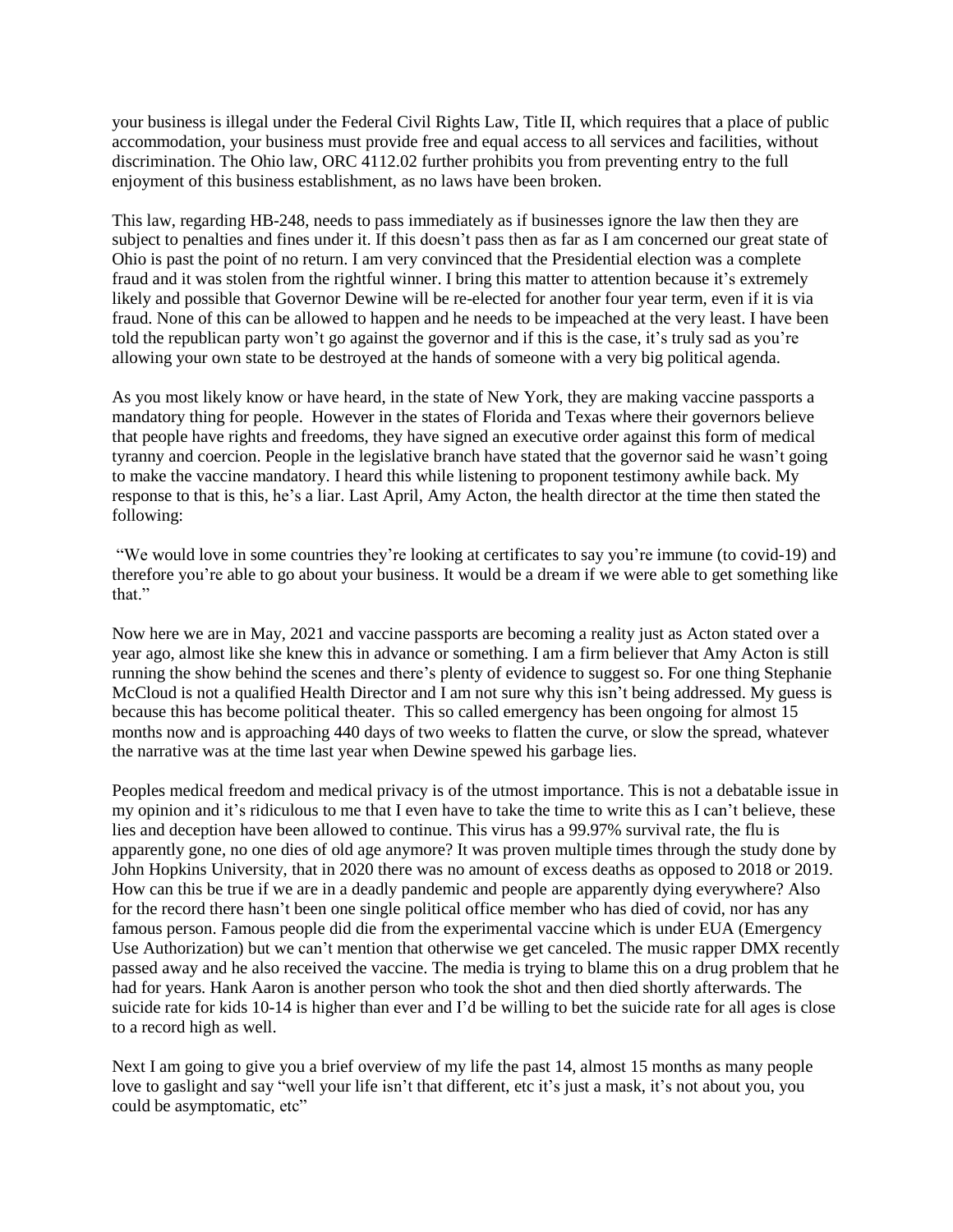your business is illegal under the Federal Civil Rights Law, Title II, which requires that a place of public accommodation, your business must provide free and equal access to all services and facilities, without discrimination. The Ohio law, ORC 4112.02 further prohibits you from preventing entry to the full enjoyment of this business establishment, as no laws have been broken.

This law, regarding HB-248, needs to pass immediately as if businesses ignore the law then they are subject to penalties and fines under it. If this doesn't pass then as far as I am concerned our great state of Ohio is past the point of no return. I am very convinced that the Presidential election was a complete fraud and it was stolen from the rightful winner. I bring this matter to attention because it's extremely likely and possible that Governor Dewine will be re-elected for another four year term, even if it is via fraud. None of this can be allowed to happen and he needs to be impeached at the very least. I have been told the republican party won't go against the governor and if this is the case, it's truly sad as you're allowing your own state to be destroyed at the hands of someone with a very big political agenda.

As you most likely know or have heard, in the state of New York, they are making vaccine passports a mandatory thing for people. However in the states of Florida and Texas where their governors believe that people have rights and freedoms, they have signed an executive order against this form of medical tyranny and coercion. People in the legislative branch have stated that the governor said he wasn't going to make the vaccine mandatory. I heard this while listening to proponent testimony awhile back. My response to that is this, he's a liar. Last April, Amy Acton, the health director at the time then stated the following:

"We would love in some countries they're looking at certificates to say you're immune (to covid-19) and therefore you're able to go about your business. It would be a dream if we were able to get something like that."

Now here we are in May, 2021 and vaccine passports are becoming a reality just as Acton stated over a year ago, almost like she knew this in advance or something. I am a firm believer that Amy Acton is still running the show behind the scenes and there's plenty of evidence to suggest so. For one thing Stephanie McCloud is not a qualified Health Director and I am not sure why this isn't being addressed. My guess is because this has become political theater. This so called emergency has been ongoing for almost 15 months now and is approaching 440 days of two weeks to flatten the curve, or slow the spread, whatever the narrative was at the time last year when Dewine spewed his garbage lies.

Peoples medical freedom and medical privacy is of the utmost importance. This is not a debatable issue in my opinion and it's ridiculous to me that I even have to take the time to write this as I can't believe, these lies and deception have been allowed to continue. This virus has a 99.97% survival rate, the flu is apparently gone, no one dies of old age anymore? It was proven multiple times through the study done by John Hopkins University, that in 2020 there was no amount of excess deaths as opposed to 2018 or 2019. How can this be true if we are in a deadly pandemic and people are apparently dying everywhere? Also for the record there hasn't been one single political office member who has died of covid, nor has any famous person. Famous people did die from the experimental vaccine which is under EUA (Emergency Use Authorization) but we can't mention that otherwise we get canceled. The music rapper DMX recently passed away and he also received the vaccine. The media is trying to blame this on a drug problem that he had for years. Hank Aaron is another person who took the shot and then died shortly afterwards. The suicide rate for kids 10-14 is higher than ever and I'd be willing to bet the suicide rate for all ages is close to a record high as well.

Next I am going to give you a brief overview of my life the past 14, almost 15 months as many people love to gaslight and say "well your life isn't that different, etc it's just a mask, it's not about you, you could be asymptomatic, etc"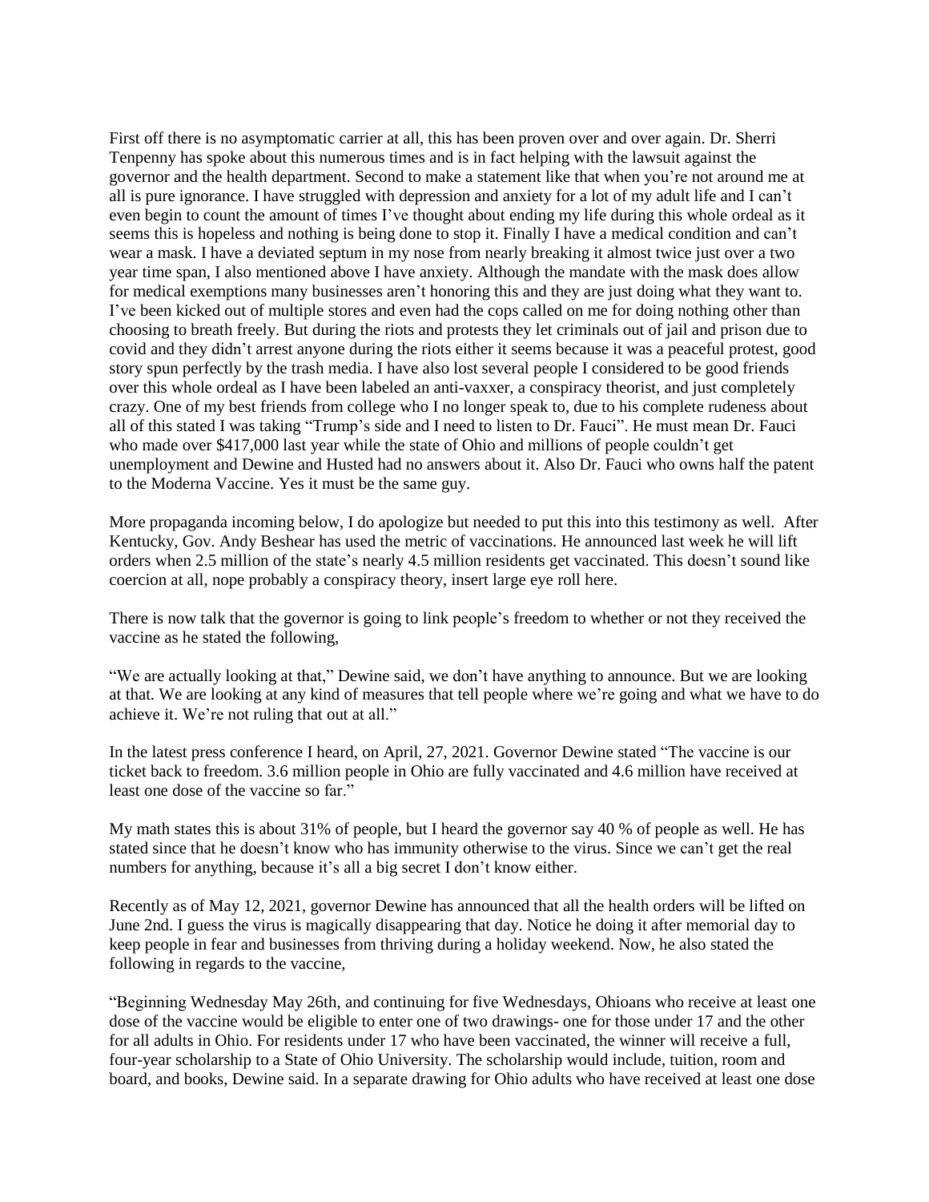First off there is no asymptomatic carrier at all, this has been proven over and over again. Dr. Sherri Tenpenny has spoke about this numerous times and is in fact helping with the lawsuit against the governor and the health department. Second to make a statement like that when you're not around me at all is pure ignorance. I have struggled with depression and anxiety for a lot of my adult life and I can't even begin to count the amount of times I've thought about ending my life during this whole ordeal as it seems this is hopeless and nothing is being done to stop it. Finally I have a medical condition and can't wear a mask. I have a deviated septum in my nose from nearly breaking it almost twice just over a two year time span, I also mentioned above I have anxiety. Although the mandate with the mask does allow for medical exemptions many businesses aren't honoring this and they are just doing what they want to. I've been kicked out of multiple stores and even had the cops called on me for doing nothing other than choosing to breath freely. But during the riots and protests they let criminals out of jail and prison due to covid and they didn't arrest anyone during the riots either it seems because it was a peaceful protest, good story spun perfectly by the trash media. I have also lost several people I considered to be good friends over this whole ordeal as I have been labeled an anti-vaxxer, a conspiracy theorist, and just completely crazy. One of my best friends from college who I no longer speak to, due to his complete rudeness about all of this stated I was taking "Trump's side and I need to listen to Dr. Fauci". He must mean Dr. Fauci who made over $417,000 last year while the state of Ohio and millions of people couldn't get unemployment and Dewine and Husted had no answers about it. Also Dr. Fauci who owns half the patent to the Moderna Vaccine. Yes it must be the same guy.

More propaganda incoming below, I do apologize but needed to put this into this testimony as well. After Kentucky, Gov. Andy Beshear has used the metric of vaccinations. He announced last week he will lift orders when 2.5 million of the state's nearly 4.5 million residents get vaccinated. This doesn't sound like coercion at all, nope probably a conspiracy theory, insert large eye roll here.

There is now talk that the governor is going to link people's freedom to whether or not they received the vaccine as he stated the following,

"We are actually looking at that," Dewine said, we don't have anything to announce. But we are looking at that. We are looking at any kind of measures that tell people where we're going and what we have to do achieve it. We're not ruling that out at all."

In the latest press conference I heard, on April, 27, 2021. Governor Dewine stated "The vaccine is our ticket back to freedom. 3.6 million people in Ohio are fully vaccinated and 4.6 million have received at least one dose of the vaccine so far."

My math states this is about 31% of people, but I heard the governor say 40 % of people as well. He has stated since that he doesn't know who has immunity otherwise to the virus. Since we can't get the real numbers for anything, because it's all a big secret I don't know either.

Recently as of May 12, 2021, governor Dewine has announced that all the health orders will be lifted on June 2nd. I guess the virus is magically disappearing that day. Notice he doing it after memorial day to keep people in fear and businesses from thriving during a holiday weekend. Now, he also stated the following in regards to the vaccine,

"Beginning Wednesday May 26th, and continuing for five Wednesdays, Ohioans who receive at least one dose of the vaccine would be eligible to enter one of two drawings- one for those under 17 and the other for all adults in Ohio. For residents under 17 who have been vaccinated, the winner will receive a full, four-year scholarship to a State of Ohio University. The scholarship would include, tuition, room and board, and books, Dewine said. In a separate drawing for Ohio adults who have received at least one dose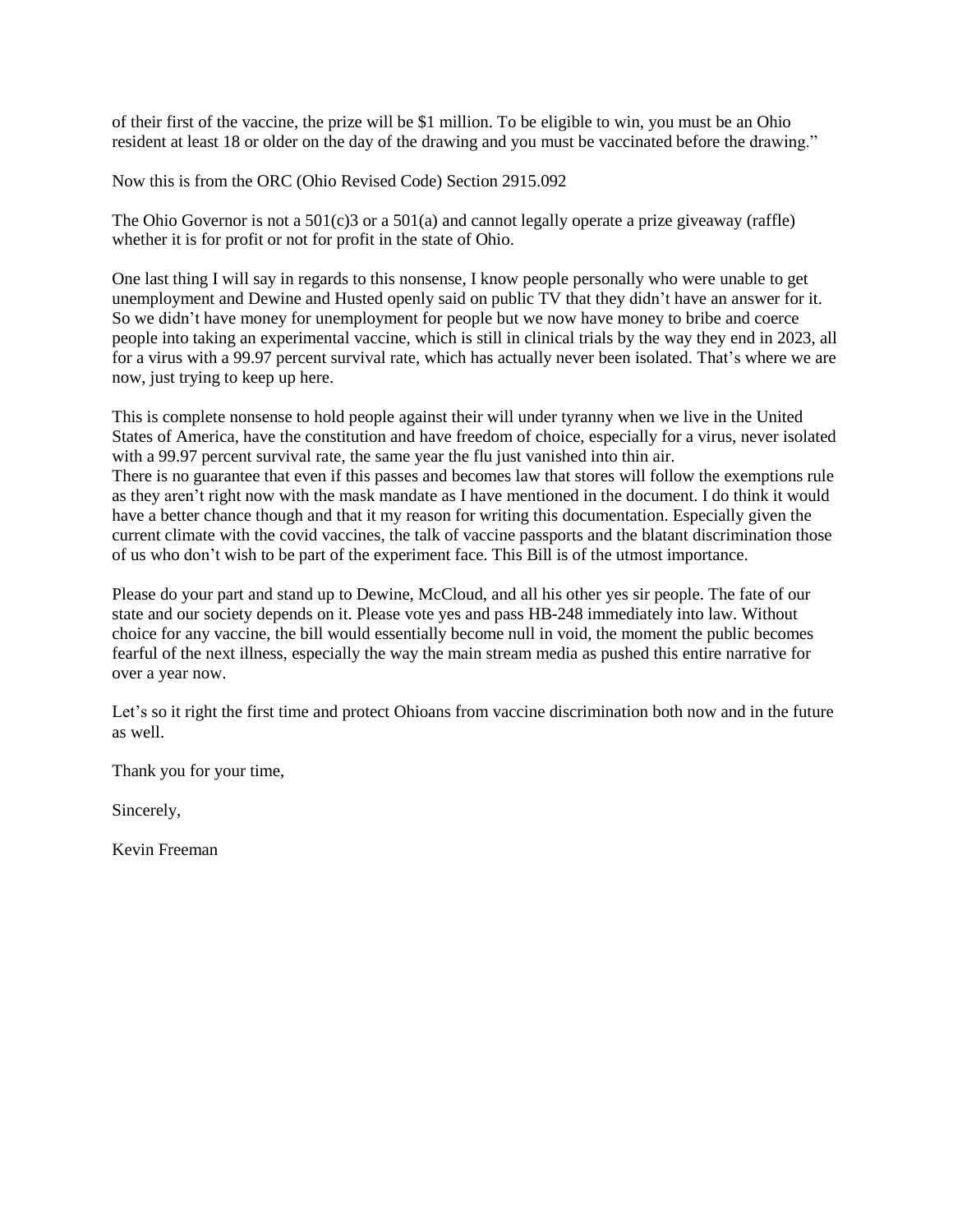of their first of the vaccine, the prize will be $1 million. To be eligible to win, you must be an Ohio resident at least 18 or older on the day of the drawing and you must be vaccinated before the drawing."

Now this is from the ORC (Ohio Revised Code) Section 2915.092

The Ohio Governor is not a 501(c)3 or a 501(a) and cannot legally operate a prize giveaway (raffle) whether it is for profit or not for profit in the state of Ohio.

One last thing I will say in regards to this nonsense, I know people personally who were unable to get unemployment and Dewine and Husted openly said on public TV that they didn't have an answer for it. So we didn't have money for unemployment for people but we now have money to bribe and coerce people into taking an experimental vaccine, which is still in clinical trials by the way they end in 2023, all for a virus with a 99.97 percent survival rate, which has actually never been isolated. That's where we are now, just trying to keep up here.

This is complete nonsense to hold people against their will under tyranny when we live in the United States of America, have the constitution and have freedom of choice, especially for a virus, never isolated with a 99.97 percent survival rate, the same year the flu just vanished into thin air.
There is no guarantee that even if this passes and becomes law that stores will follow the exemptions rule as they aren't right now with the mask mandate as I have mentioned in the document. I do think it would have a better chance though and that it my reason for writing this documentation. Especially given the current climate with the covid vaccines, the talk of vaccine passports and the blatant discrimination those of us who don't wish to be part of the experiment face. This Bill is of the utmost importance.

Please do your part and stand up to Dewine, McCloud, and all his other yes sir people. The fate of our state and our society depends on it. Please vote yes and pass HB-248 immediately into law. Without choice for any vaccine, the bill would essentially become null in void, the moment the public becomes fearful of the next illness, especially the way the main stream media as pushed this entire narrative for over a year now.

Let's so it right the first time and protect Ohioans from vaccine discrimination both now and in the future as well.

Thank you for your time,

Sincerely,

Kevin Freeman